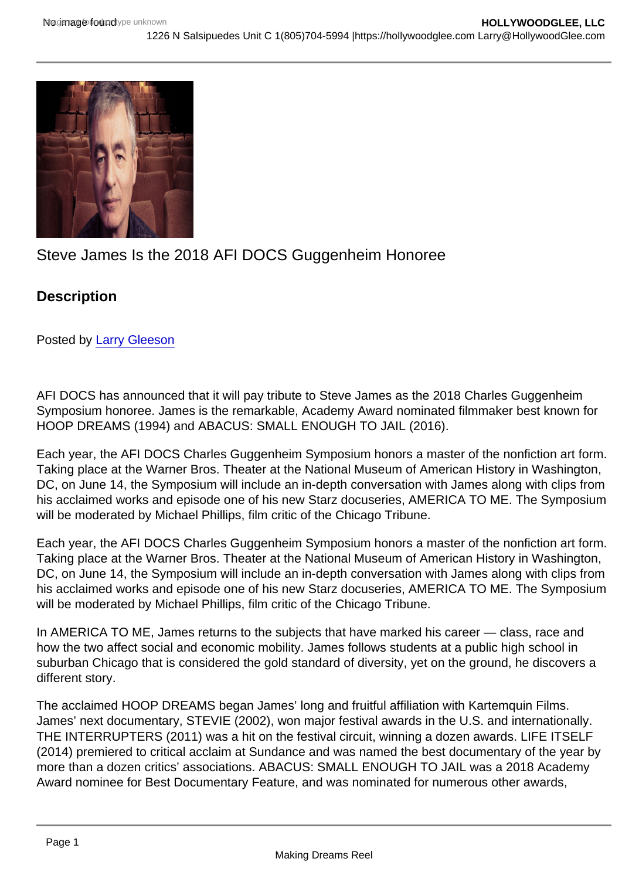# Steve James Is the 2018 AFI DOCS Guggenheim Honoree

## Description

Posted by Larry Gleeson

AFI DOCS has announced that it will pay tribute to Steve James as the 2018 Charles Guggenheim Symposium honoree. James is the remarkable, Academy Award nominated filmmaker best known for HOOP DREAMS (1994) and ABACUS: SMALL ENOUGH TO JAIL (2016).

Each year, the AFI DOCS Charles Guggenheim Symposium honors a master of the nonfiction art form. Taking place at the Warner Bros. Theater at the National Museum of American History in Washington, DC, on June 14, the Symposium will include an in-depth conversation with James along with clips from his acclaimed works and episode one of his new Starz docuseries, AMERICA TO ME. The Symposium will be moderated by Michael Phillips, film critic of the Chicago Tribune.

Each year, the AFI DOCS Charles Guggenheim Symposium honors a master of the nonfiction art form. Taking place at the Warner Bros. Theater at the National Museum of American History in Washington, DC, on June 14, the Symposium will include an in-depth conversation with James along with clips from his acclaimed works and episode one of his new Starz docuseries, AMERICA TO ME. The Symposium will be moderated by Michael Phillips, film critic of the Chicago Tribune.

In AMERICA TO ME, James returns to the subjects that have marked his career — class, race and how the two affect social and economic mobility. James follows students at a public high school in suburban Chicago that is considered the gold standard of diversity, yet on the ground, he discovers a different story.

The acclaimed HOOP DREAMS began James' long and fruitful affiliation with Kartemquin Films. James' next documentary, STEVIE (2002), won major festival awards in the U.S. and internationally. THE INTERRUPTERS (2011) was a hit on the festival circuit, winning a dozen awards. LIFE ITSELF (2014) premiered to critical acclaim at Sundance and was named the best documentary of the year by more than a dozen critics' associations. ABACUS: SMALL ENOUGH TO JAIL was a 2018 Academy Award nominee for Best Documentary Feature, and was nominated for numerous other awards,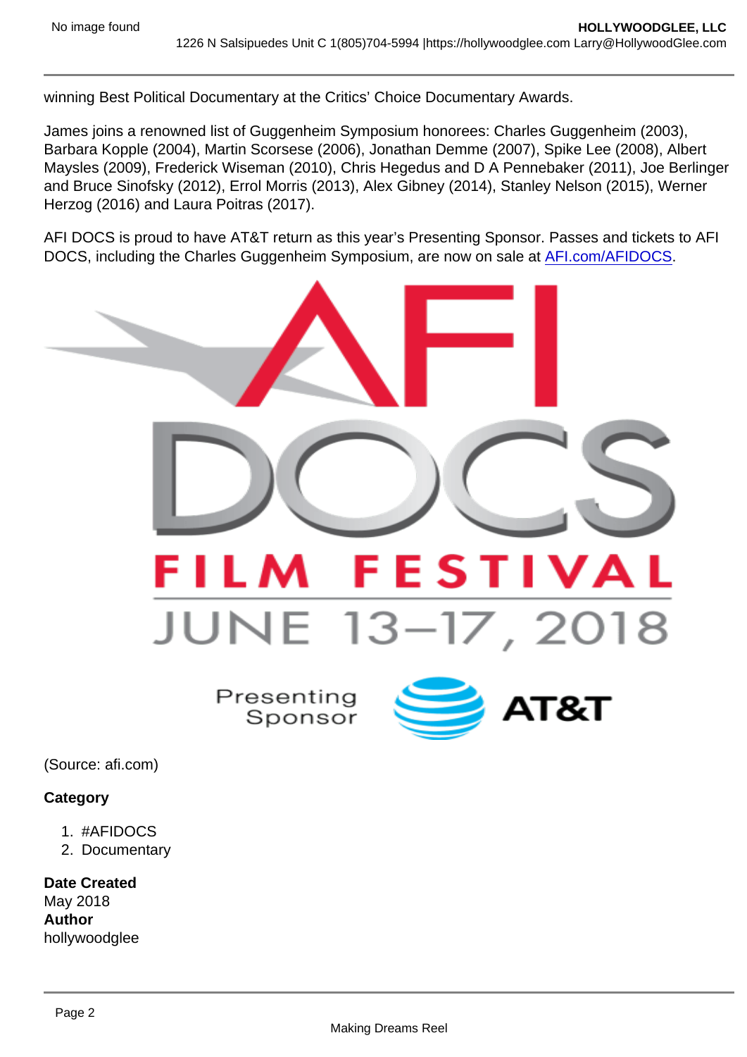winning Best Political Documentary at the Critics' Choice Documentary Awards.

James joins a renowned list of Guggenheim Symposium honorees: Charles Guggenheim (2003), Barbara Kopple (2004), Martin Scorsese (2006), Jonathan Demme (2007), Spike Lee (2008), Albert Maysles (2009), Frederick Wiseman (2010), Chris Hegedus and D A Pennebaker (2011), Joe Berlinger and Bruce Sinofsky (2012), Errol Morris (2013), Alex Gibney (2014), Stanley Nelson (2015), Werner Herzog (2016) and Laura Poitras (2017).

AFI DOCS is proud to have AT&T return as this year's Presenting Sponsor. Passes and tickets to AFI DOCS, including the Charles Guggenheim Symposium, are now on sale at AFI.com/AFIDOCS.

AFI DOCS

FILM FESTIVAL

JUNE 13–17, 2018

Presenting Sponsor AT&T

(Source: afi.com)

**Category**

1. #AFIDOCS
2. Documentary

**Date Created**
May 2018
**Author**
hollywoodglee